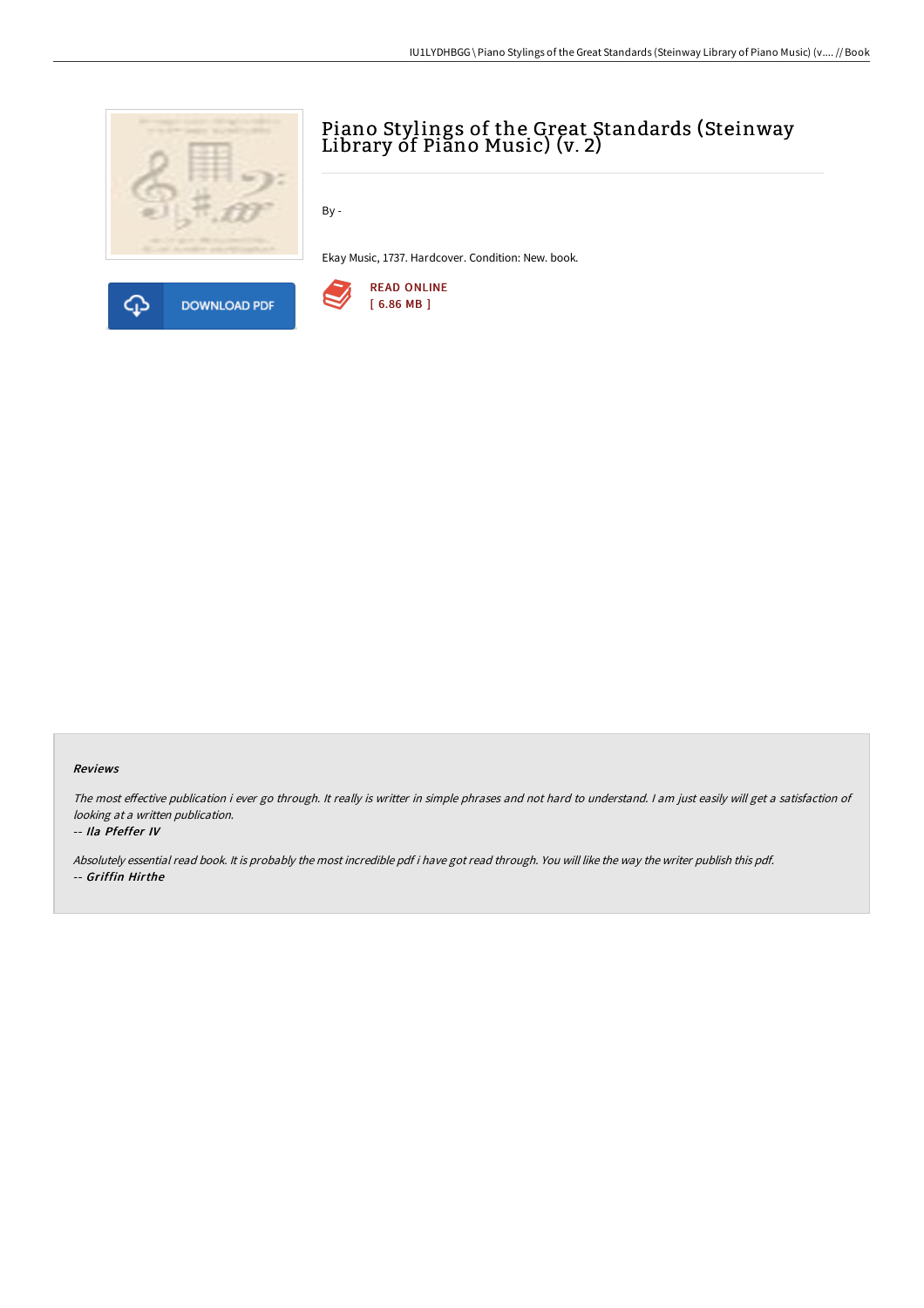# Piano Stylings of the Great Standards (Steinway Library of Piano Music) (v. 2)

By -

Ekay Music, 1737. Hardcover. Condition: New. book.

DOWNLOAD PDF

READ ONLINE
[ 6.86 MB ]

### Reviews

*The most effective publication i ever go through. It really is writter in simple phrases and not hard to understand. I am just easily will get a satisfaction of looking at a written publication.*

-- ***Ila Pfeffer IV***

*Absolutely essential read book. It is probably the most incredible pdf i have got read through. You will like the way the writer publish this pdf.*

-- ***Griffin Hirthe***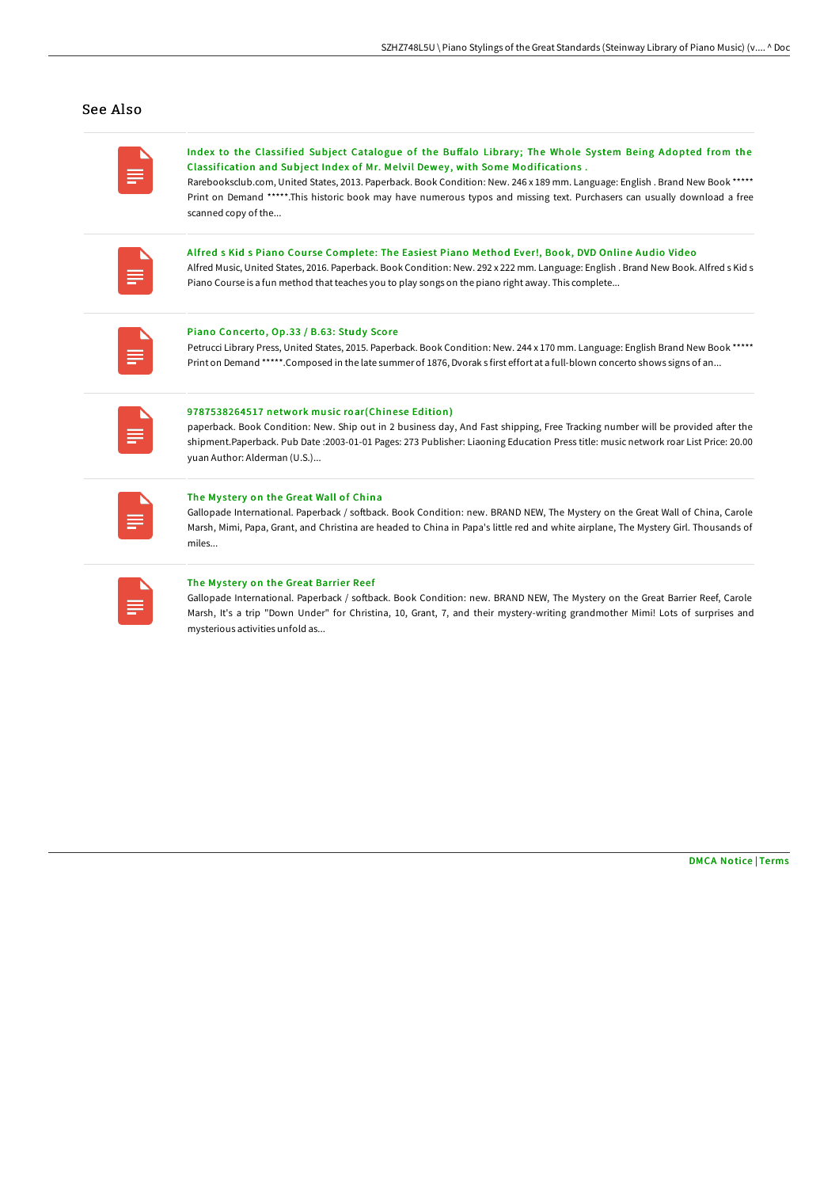## See Also

**Index to the Classified Subject Catalogue of the Buffalo Library; The Whole System Being Adopted from the Classification and Subject Index of Mr. Melvil Dewey, with Some Modifications .**

Rarebooksclub.com, United States, 2013. Paperback. Book Condition: New. 246 x 189 mm. Language: English . Brand New Book ***** Print on Demand *****.This historic book may have numerous typos and missing text. Purchasers can usually download a free scanned copy of the...

**Alfred s Kid s Piano Course Complete: The Easiest Piano Method Ever!, Book, DVD Online Audio Video**

Alfred Music, United States, 2016. Paperback. Book Condition: New. 292 x 222 mm. Language: English . Brand New Book. Alfred s Kid s Piano Course is a fun method that teaches you to play songs on the piano right away. This complete...

**Piano Concerto, Op.33 / B.63: Study Score**

Petrucci Library Press, United States, 2015. Paperback. Book Condition: New. 244 x 170 mm. Language: English Brand New Book ***** Print on Demand *****.Composed in the late summer of 1876, Dvorak s first effort at a full-blown concerto shows signs of an...

**9787538264517 network music roar(Chinese Edition)**

paperback. Book Condition: New. Ship out in 2 business day, And Fast shipping, Free Tracking number will be provided after the shipment.Paperback. Pub Date :2003-01-01 Pages: 273 Publisher: Liaoning Education Press title: music network roar List Price: 20.00 yuan Author: Alderman (U.S.)...

**The Mystery on the Great Wall of China**

Gallopade International. Paperback / softback. Book Condition: new. BRAND NEW, The Mystery on the Great Wall of China, Carole Marsh, Mimi, Papa, Grant, and Christina are headed to China in Papa's little red and white airplane, The Mystery Girl. Thousands of miles...

**The Mystery on the Great Barrier Reef**

Gallopade International. Paperback / softback. Book Condition: new. BRAND NEW, The Mystery on the Great Barrier Reef, Carole Marsh, It's a trip "Down Under" for Christina, 10, Grant, 7, and their mystery-writing grandmother Mimi! Lots of surprises and mysterious activities unfold as...